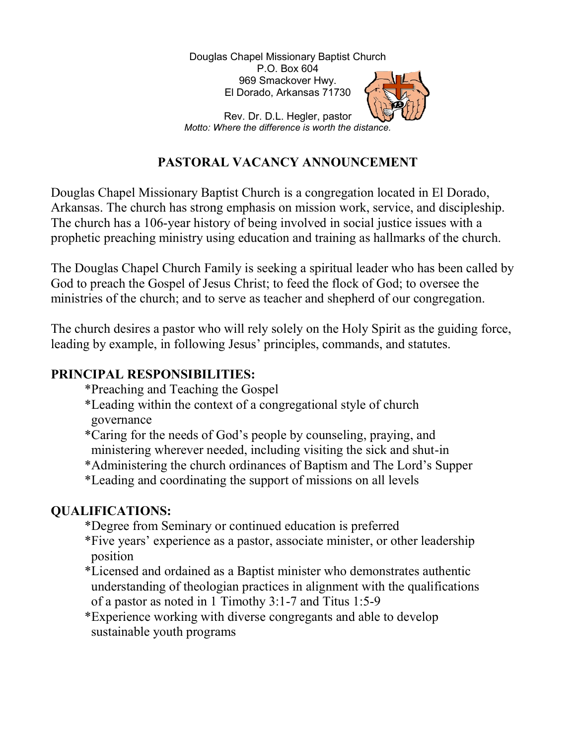Douglas Chapel Missionary Baptist Church
P.O. Box 604
969 Smackover Hwy.
El Dorado, Arkansas 71730

Rev. Dr. D.L. Hegler, pastor
*Motto: Where the difference is worth the distance.*

# PASTORAL VACANCY ANNOUNCEMENT

Douglas Chapel Missionary Baptist Church is a congregation located in El Dorado, Arkansas. The church has strong emphasis on mission work, service, and discipleship. The church has a 106-year history of being involved in social justice issues with a prophetic preaching ministry using education and training as hallmarks of the church.

The Douglas Chapel Church Family is seeking a spiritual leader who has been called by God to preach the Gospel of Jesus Christ; to feed the flock of God; to oversee the ministries of the church; and to serve as teacher and shepherd of our congregation.

The church desires a pastor who will rely solely on the Holy Spirit as the guiding force, leading by example, in following Jesus' principles, commands, and statutes.

**PRINCIPAL RESPONSIBILITIES:**

*Preaching and Teaching the Gospel
*Leading within the context of a congregational style of church governance
*Caring for the needs of God's people by counseling, praying, and ministering wherever needed, including visiting the sick and shut-in
*Administering the church ordinances of Baptism and The Lord's Supper
*Leading and coordinating the support of missions on all levels

**QUALIFICATIONS:**

*Degree from Seminary or continued education is preferred
*Five years' experience as a pastor, associate minister, or other leadership position
*Licensed and ordained as a Baptist minister who demonstrates authentic understanding of theologian practices in alignment with the qualifications of a pastor as noted in 1 Timothy 3:1-7 and Titus 1:5-9
*Experience working with diverse congregants and able to develop sustainable youth programs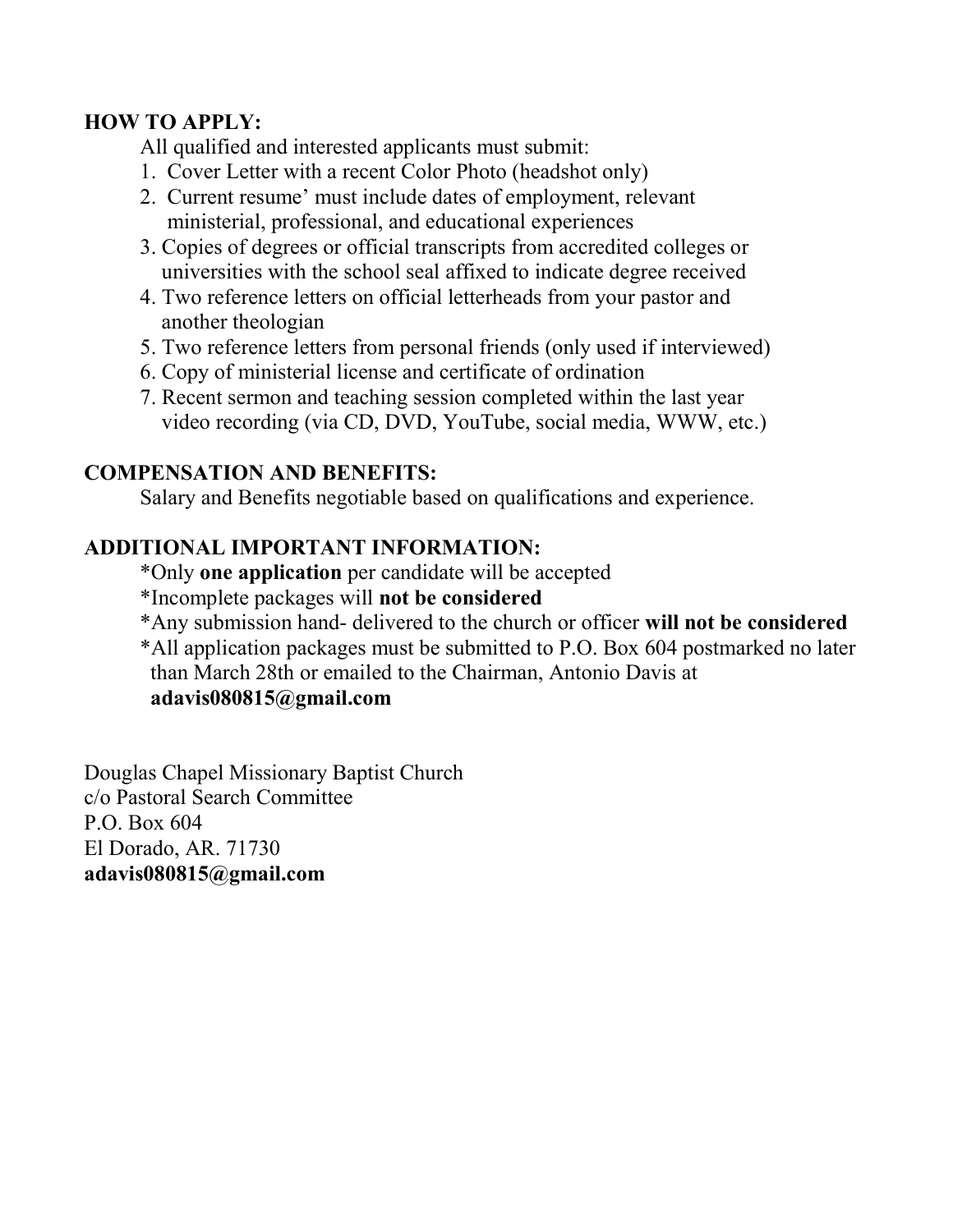**HOW TO APPLY:**

All qualified and interested applicants must submit:

1. Cover Letter with a recent Color Photo (headshot only)
2. Current resume' must include dates of employment, relevant ministerial, professional, and educational experiences
3. Copies of degrees or official transcripts from accredited colleges or universities with the school seal affixed to indicate degree received
4. Two reference letters on official letterheads from your pastor and another theologian
5. Two reference letters from personal friends (only used if interviewed)
6. Copy of ministerial license and certificate of ordination
7. Recent sermon and teaching session completed within the last year video recording (via CD, DVD, YouTube, social media, WWW, etc.)

**COMPENSATION AND BENEFITS:**

Salary and Benefits negotiable based on qualifications and experience.

**ADDITIONAL IMPORTANT INFORMATION:**

*Only **one application** per candidate will be accepted

*Incomplete packages will **not be considered**

*Any submission hand- delivered to the church or officer **will not be considered**

*All application packages must be submitted to P.O. Box 604 postmarked no later than March 28th or emailed to the Chairman, Antonio Davis at **adavis080815@gmail.com**

Douglas Chapel Missionary Baptist Church
c/o Pastoral Search Committee
P.O. Box 604
El Dorado, AR. 71730
**adavis080815@gmail.com**